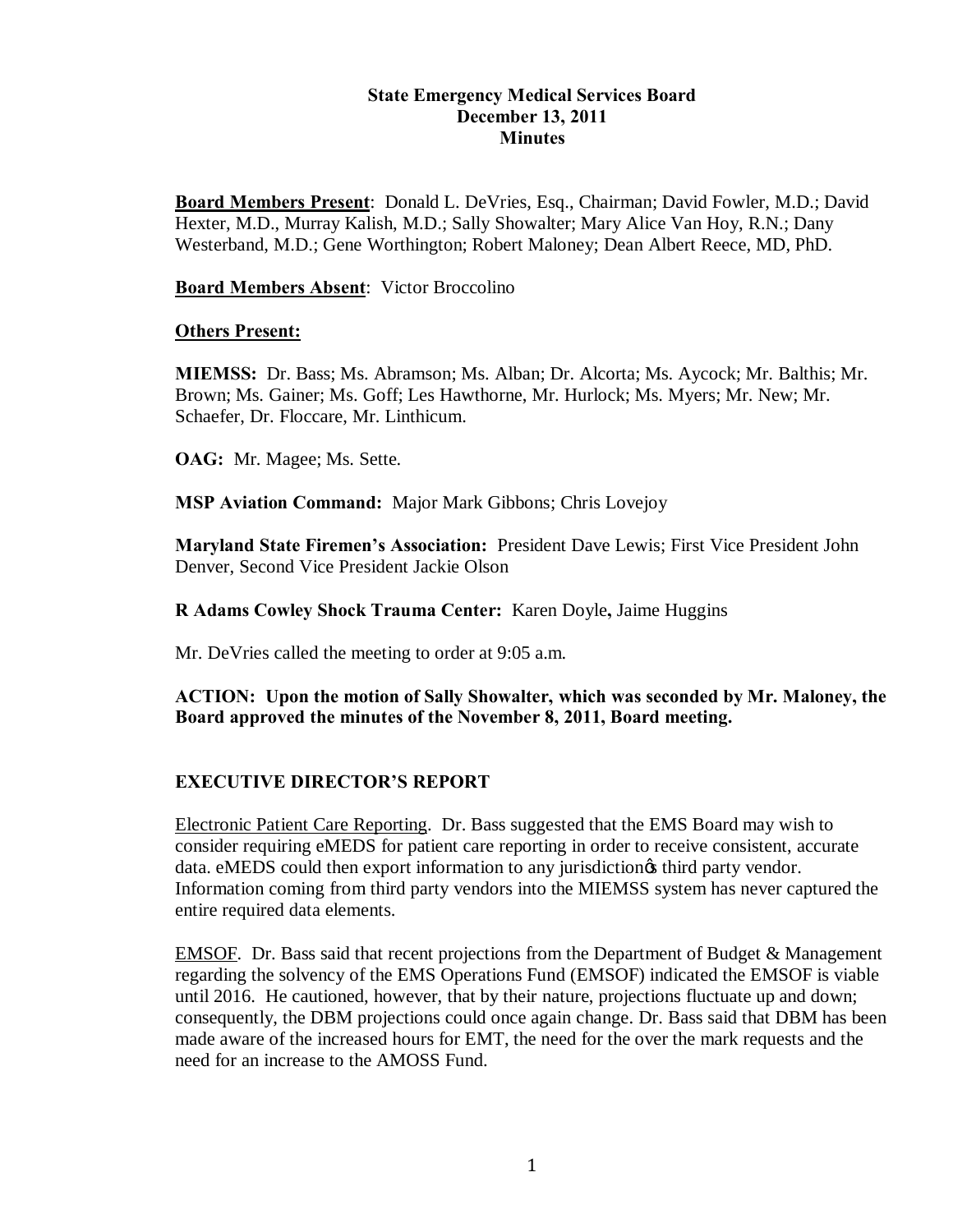**State Emergency Medical Services Board**
**December 13, 2011**
**Minutes**

**Board Members Present**: Donald L. DeVries, Esq., Chairman; David Fowler, M.D.; David Hexter, M.D., Murray Kalish, M.D.; Sally Showalter; Mary Alice Van Hoy, R.N.; Dany Westerband, M.D.; Gene Worthington; Robert Maloney; Dean Albert Reece, MD, PhD.

**Board Members Absent**: Victor Broccolino

**Others Present:**

**MIEMSS:** Dr. Bass; Ms. Abramson; Ms. Alban; Dr. Alcorta; Ms. Aycock; Mr. Balthis; Mr. Brown; Ms. Gainer; Ms. Goff; Les Hawthorne, Mr. Hurlock; Ms. Myers; Mr. New; Mr. Schaefer, Dr. Floccare, Mr. Linthicum.

**OAG:** Mr. Magee; Ms. Sette.

**MSP Aviation Command:** Major Mark Gibbons; Chris Lovejoy

**Maryland State Firemen's Association:** President Dave Lewis; First Vice President John Denver, Second Vice President Jackie Olson

**R Adams Cowley Shock Trauma Center:** Karen Doyle**,** Jaime Huggins

Mr. DeVries called the meeting to order at 9:05 a.m.

**ACTION: Upon the motion of Sally Showalter, which was seconded by Mr. Maloney, the Board approved the minutes of the November 8, 2011, Board meeting.**

## EXECUTIVE DIRECTOR'S REPORT

Electronic Patient Care Reporting. Dr. Bass suggested that the EMS Board may wish to consider requiring eMEDS for patient care reporting in order to receive consistent, accurate data. eMEDS could then export information to any jurisdiction's third party vendor. Information coming from third party vendors into the MIEMSS system has never captured the entire required data elements.

EMSOF. Dr. Bass said that recent projections from the Department of Budget & Management regarding the solvency of the EMS Operations Fund (EMSOF) indicated the EMSOF is viable until 2016. He cautioned, however, that by their nature, projections fluctuate up and down; consequently, the DBM projections could once again change. Dr. Bass said that DBM has been made aware of the increased hours for EMT, the need for the over the mark requests and the need for an increase to the AMOSS Fund.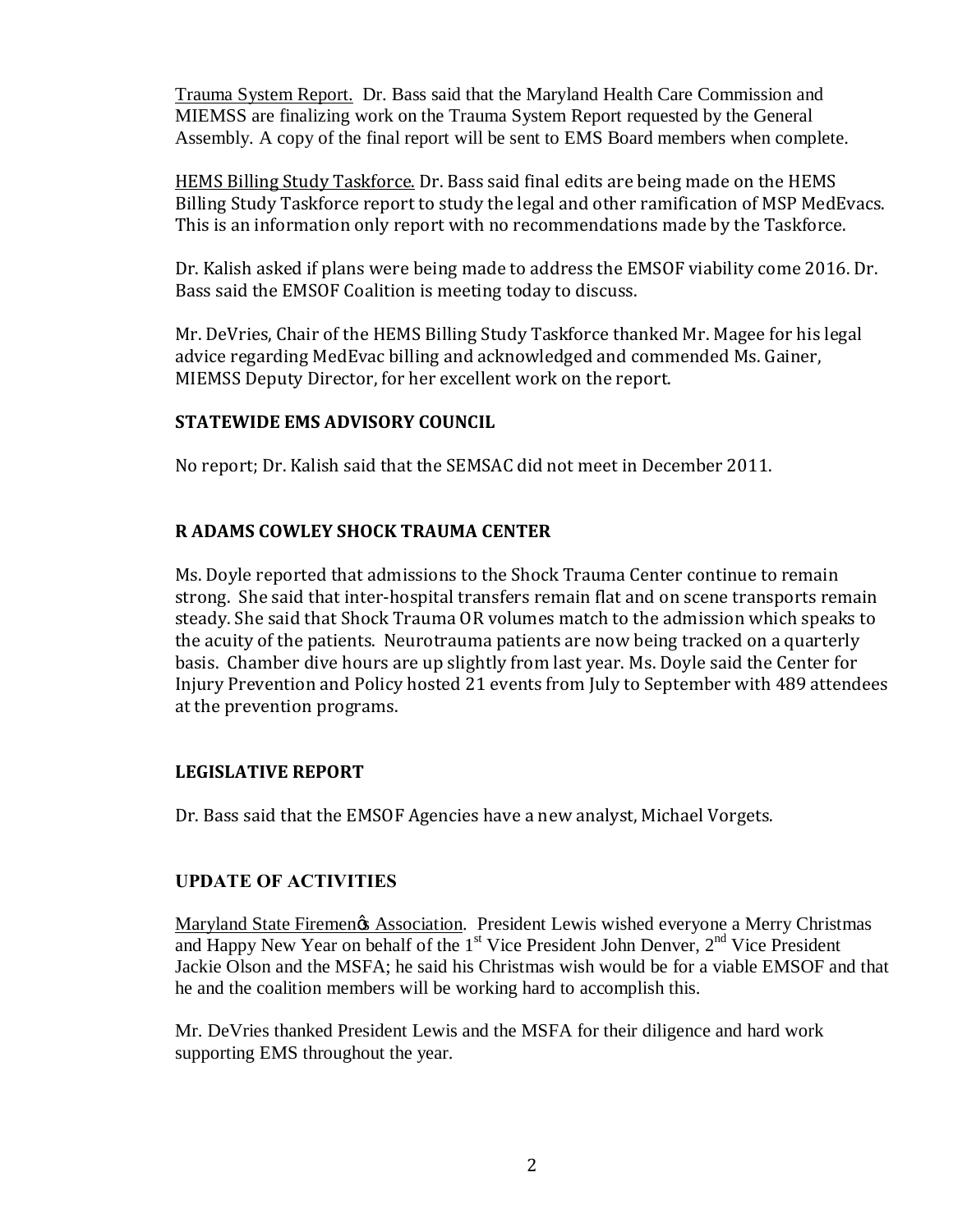Trauma System Report. Dr. Bass said that the Maryland Health Care Commission and MIEMSS are finalizing work on the Trauma System Report requested by the General Assembly. A copy of the final report will be sent to EMS Board members when complete.

HEMS Billing Study Taskforce. Dr. Bass said final edits are being made on the HEMS Billing Study Taskforce report to study the legal and other ramification of MSP MedEvacs. This is an information only report with no recommendations made by the Taskforce.

Dr. Kalish asked if plans were being made to address the EMSOF viability come 2016. Dr. Bass said the EMSOF Coalition is meeting today to discuss.

Mr. DeVries, Chair of the HEMS Billing Study Taskforce thanked Mr. Magee for his legal advice regarding MedEvac billing and acknowledged and commended Ms. Gainer, MIEMSS Deputy Director, for her excellent work on the report.

## STATEWIDE EMS ADVISORY COUNCIL

No report; Dr. Kalish said that the SEMSAC did not meet in December 2011.

## R ADAMS COWLEY SHOCK TRAUMA CENTER

Ms. Doyle reported that admissions to the Shock Trauma Center continue to remain strong. She said that inter-hospital transfers remain flat and on scene transports remain steady. She said that Shock Trauma OR volumes match to the admission which speaks to the acuity of the patients. Neurotrauma patients are now being tracked on a quarterly basis. Chamber dive hours are up slightly from last year. Ms. Doyle said the Center for Injury Prevention and Policy hosted 21 events from July to September with 489 attendees at the prevention programs.

## LEGISLATIVE REPORT

Dr. Bass said that the EMSOF Agencies have a new analyst, Michael Vorgets.

## UPDATE OF ACTIVITIES

Maryland State Firemen's Association. President Lewis wished everyone a Merry Christmas and Happy New Year on behalf of the 1st Vice President John Denver, 2nd Vice President Jackie Olson and the MSFA; he said his Christmas wish would be for a viable EMSOF and that he and the coalition members will be working hard to accomplish this.

Mr. DeVries thanked President Lewis and the MSFA for their diligence and hard work supporting EMS throughout the year.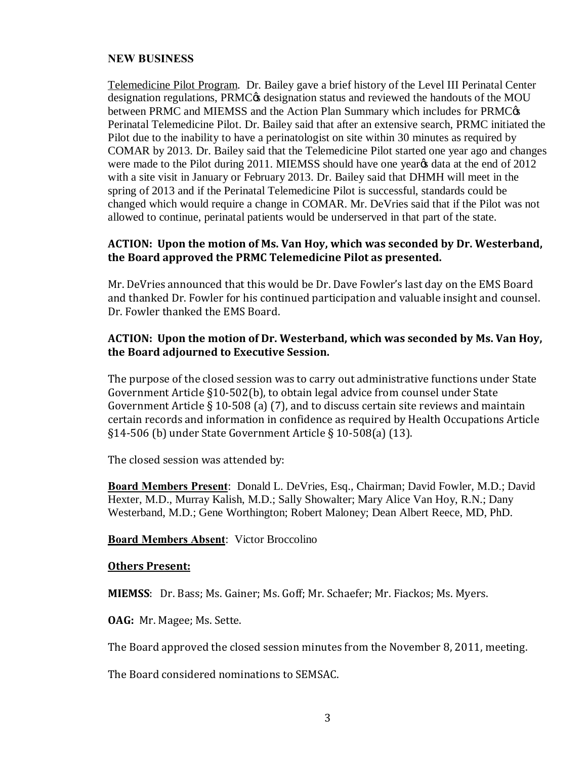## NEW BUSINESS

Telemedicine Pilot Program. Dr. Bailey gave a brief history of the Level III Perinatal Center designation regulations, PRMC's designation status and reviewed the handouts of the MOU between PRMC and MIEMSS and the Action Plan Summary which includes for PRMC's Perinatal Telemedicine Pilot. Dr. Bailey said that after an extensive search, PRMC initiated the Pilot due to the inability to have a perinatologist on site within 30 minutes as required by COMAR by 2013. Dr. Bailey said that the Telemedicine Pilot started one year ago and changes were made to the Pilot during 2011. MIEMSS should have one year's data at the end of 2012 with a site visit in January or February 2013. Dr. Bailey said that DHMH will meet in the spring of 2013 and if the Perinatal Telemedicine Pilot is successful, standards could be changed which would require a change in COMAR. Mr. DeVries said that if the Pilot was not allowed to continue, perinatal patients would be underserved in that part of the state.

**ACTION: Upon the motion of Ms. Van Hoy, which was seconded by Dr. Westerband, the Board approved the PRMC Telemedicine Pilot as presented.**

Mr. DeVries announced that this would be Dr. Dave Fowler's last day on the EMS Board and thanked Dr. Fowler for his continued participation and valuable insight and counsel. Dr. Fowler thanked the EMS Board.

**ACTION: Upon the motion of Dr. Westerband, which was seconded by Ms. Van Hoy, the Board adjourned to Executive Session.**

The purpose of the closed session was to carry out administrative functions under State Government Article §10-502(b), to obtain legal advice from counsel under State Government Article § 10-508 (a) (7), and to discuss certain site reviews and maintain certain records and information in confidence as required by Health Occupations Article §14-506 (b) under State Government Article § 10-508(a) (13).

The closed session was attended by:

**Board Members Present**: Donald L. DeVries, Esq., Chairman; David Fowler, M.D.; David Hexter, M.D., Murray Kalish, M.D.; Sally Showalter; Mary Alice Van Hoy, R.N.; Dany Westerband, M.D.; Gene Worthington; Robert Maloney; Dean Albert Reece, MD, PhD.

**Board Members Absent**: Victor Broccolino

**Others Present:**

**MIEMSS**: Dr. Bass; Ms. Gainer; Ms. Goff; Mr. Schaefer; Mr. Fiackos; Ms. Myers.

**OAG:** Mr. Magee; Ms. Sette.

The Board approved the closed session minutes from the November 8, 2011, meeting.

The Board considered nominations to SEMSAC.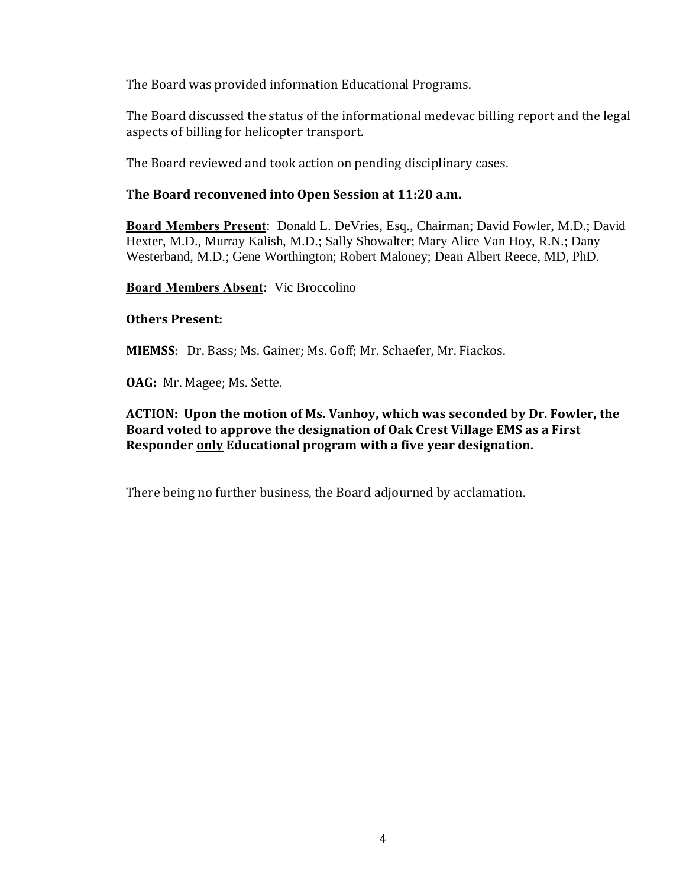The Board was provided information Educational Programs.

The Board discussed the status of the informational medevac billing report and the legal aspects of billing for helicopter transport.

The Board reviewed and took action on pending disciplinary cases.

**The Board reconvened into Open Session at 11:20 a.m.**

**Board Members Present**: Donald L. DeVries, Esq., Chairman; David Fowler, M.D.; David Hexter, M.D., Murray Kalish, M.D.; Sally Showalter; Mary Alice Van Hoy, R.N.; Dany Westerband, M.D.; Gene Worthington; Robert Maloney; Dean Albert Reece, MD, PhD.

**Board Members Absent**: Vic Broccolino

**Others Present:**

**MIEMSS**: Dr. Bass; Ms. Gainer; Ms. Goff; Mr. Schaefer, Mr. Fiackos.

**OAG:** Mr. Magee; Ms. Sette.

**ACTION: Upon the motion of Ms. Vanhoy, which was seconded by Dr. Fowler, the Board voted to approve the designation of Oak Crest Village EMS as a First Responder only Educational program with a five year designation.**

There being no further business, the Board adjourned by acclamation.